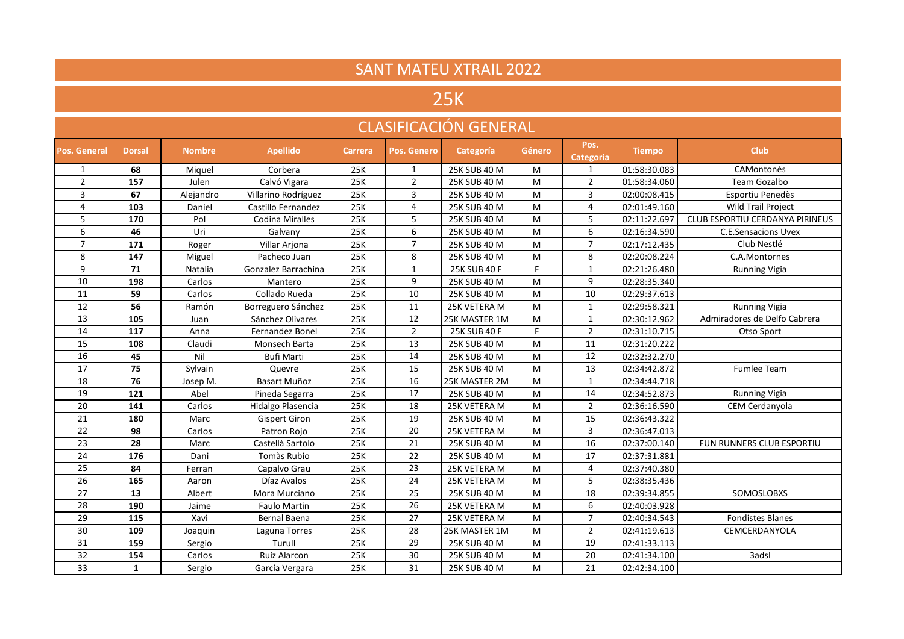# SANT MATEU XTRAIL 2022

## 25K

### CLASIFICACIÓN GENERAL

| Pos. General | Dorsal | Nombre | Apellido | Carrera | Pos. Genero | Categoría | Género | Pos. Categoria | Tiempo | Club |
|---|---|---|---|---|---|---|---|---|---|---|
| 1 | **68** | Miquel | Corbera | 25K | 1 | 25K SUB 40 M | M | 1 | 01:58:30.083 | CAMontonés |
| 2 | **157** | Julen | Calvó Vigara | 25K | 2 | 25K SUB 40 M | M | 2 | 01:58:34.060 | Team Gozalbo |
| 3 | **67** | Alejandro | Villarino Rodríguez | 25K | 3 | 25K SUB 40 M | M | 3 | 02:00:08.415 | Esportiu Penedès |
| 4 | **103** | Daniel | Castillo Fernandez | 25K | 4 | 25K SUB 40 M | M | 4 | 02:01:49.160 | Wild Trail Project |
| 5 | **170** | Pol | Codina Miralles | 25K | 5 | 25K SUB 40 M | M | 5 | 02:11:22.697 | CLUB ESPORTIU CERDANYA PIRINEUS |
| 6 | **46** | Uri | Galvany | 25K | 6 | 25K SUB 40 M | M | 6 | 02:16:34.590 | C.E.Sensacions Uvex |
| 7 | **171** | Roger | Villar Arjona | 25K | 7 | 25K SUB 40 M | M | 7 | 02:17:12.435 | Club Nestlé |
| 8 | **147** | Miguel | Pacheco Juan | 25K | 8 | 25K SUB 40 M | M | 8 | 02:20:08.224 | C.A.Montornes |
| 9 | **71** | Natalia | Gonzalez Barrachina | 25K | 1 | 25K SUB 40 F | F | 1 | 02:21:26.480 | Running Vigia |
| 10 | **198** | Carlos | Mantero | 25K | 9 | 25K SUB 40 M | M | 9 | 02:28:35.340 | |
| 11 | **59** | Carlos | Collado Rueda | 25K | 10 | 25K SUB 40 M | M | 10 | 02:29:37.613 | |
| 12 | **56** | Ramón | Borreguero Sánchez | 25K | 11 | 25K VETERA M | M | 1 | 02:29:58.321 | Running Vigia |
| 13 | **105** | Juan | Sánchez Olivares | 25K | 12 | 25K MASTER 1M | M | 1 | 02:30:12.962 | Admiradores de Delfo Cabrera |
| 14 | **117** | Anna | Fernandez Bonel | 25K | 2 | 25K SUB 40 F | F | 2 | 02:31:10.715 | Otso Sport |
| 15 | **108** | Claudi | Monsech Barta | 25K | 13 | 25K SUB 40 M | M | 11 | 02:31:20.222 | |
| 16 | **45** | Nil | Bufi Marti | 25K | 14 | 25K SUB 40 M | M | 12 | 02:32:32.270 | |
| 17 | **75** | Sylvain | Quevre | 25K | 15 | 25K SUB 40 M | M | 13 | 02:34:42.872 | Fumlee Team |
| 18 | **76** | Josep M. | Basart Muñoz | 25K | 16 | 25K MASTER 2M | M | 1 | 02:34:44.718 | |
| 19 | **121** | Abel | Pineda Segarra | 25K | 17 | 25K SUB 40 M | M | 14 | 02:34:52.873 | Running Vigia |
| 20 | **141** | Carlos | Hidalgo Plasencia | 25K | 18 | 25K VETERA M | M | 2 | 02:36:16.590 | CEM Cerdanyola |
| 21 | **180** | Marc | Gispert Giron | 25K | 19 | 25K SUB 40 M | M | 15 | 02:36:43.322 | |
| 22 | **98** | Carlos | Patron Rojo | 25K | 20 | 25K VETERA M | M | 3 | 02:36:47.013 | |
| 23 | **28** | Marc | Castellà Sartolo | 25K | 21 | 25K SUB 40 M | M | 16 | 02:37:00.140 | FUN RUNNERS CLUB ESPORTIU |
| 24 | **176** | Dani | Tomàs Rubio | 25K | 22 | 25K SUB 40 M | M | 17 | 02:37:31.881 | |
| 25 | **84** | Ferran | Capalvo Grau | 25K | 23 | 25K VETERA M | M | 4 | 02:37:40.380 | |
| 26 | **165** | Aaron | Díaz Avalos | 25K | 24 | 25K VETERA M | M | 5 | 02:38:35.436 | |
| 27 | **13** | Albert | Mora Murciano | 25K | 25 | 25K SUB 40 M | M | 18 | 02:39:34.855 | SOMOSLOBXS |
| 28 | **190** | Jaime | Faulo Martin | 25K | 26 | 25K VETERA M | M | 6 | 02:40:03.928 | |
| 29 | **115** | Xavi | Bernal Baena | 25K | 27 | 25K VETERA M | M | 7 | 02:40:34.543 | Fondistes Blanes |
| 30 | **109** | Joaquin | Laguna Torres | 25K | 28 | 25K MASTER 1M | M | 2 | 02:41:19.613 | CEMCERDANYOLA |
| 31 | **159** | Sergio | Turull | 25K | 29 | 25K SUB 40 M | M | 19 | 02:41:33.113 | |
| 32 | **154** | Carlos | Ruiz Alarcon | 25K | 30 | 25K SUB 40 M | M | 20 | 02:41:34.100 | 3adsl |
| 33 | **1** | Sergio | García Vergara | 25K | 31 | 25K SUB 40 M | M | 21 | 02:42:34.100 | |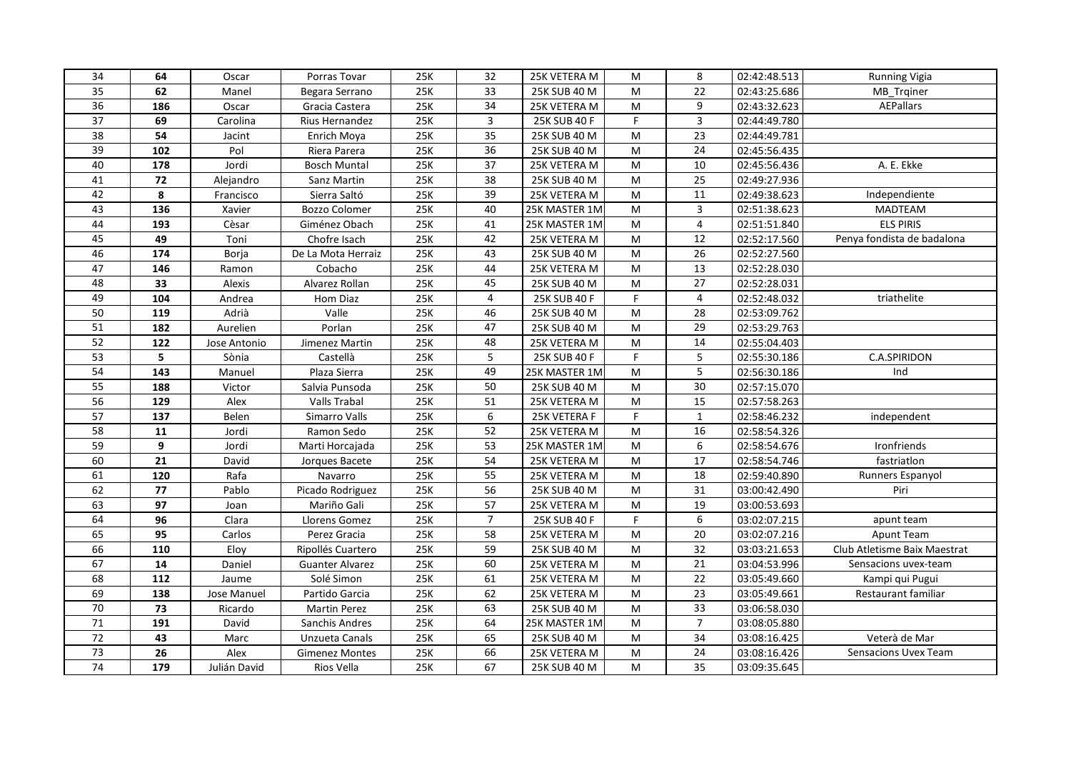| 34 | **64** | Oscar | Porras Tovar | 25K | 32 | 25K VETERA M | M | 8 | 02:42:48.513 | Running Vigia |
|---|---|---|---|---|---|---|---|---|---|---|
| 35 | **62** | Manel | Begara Serrano | 25K | 33 | 25K SUB 40 M | M | 22 | 02:43:25.686 | MB_Trqiner |
| 36 | **186** | Oscar | Gracia Castera | 25K | 34 | 25K VETERA M | M | 9 | 02:43:32.623 | AEPallars |
| 37 | **69** | Carolina | Rius Hernandez | 25K | 3 | 25K SUB 40 F | F | 3 | 02:44:49.780 | |
| 38 | **54** | Jacint | Enrich Moya | 25K | 35 | 25K SUB 40 M | M | 23 | 02:44:49.781 | |
| 39 | **102** | Pol | Riera Parera | 25K | 36 | 25K SUB 40 M | M | 24 | 02:45:56.435 | |
| 40 | **178** | Jordi | Bosch Muntal | 25K | 37 | 25K VETERA M | M | 10 | 02:45:56.436 | A. E. Ekke |
| 41 | **72** | Alejandro | Sanz Martin | 25K | 38 | 25K SUB 40 M | M | 25 | 02:49:27.936 | |
| 42 | **8** | Francisco | Sierra Saltó | 25K | 39 | 25K VETERA M | M | 11 | 02:49:38.623 | Independiente |
| 43 | **136** | Xavier | Bozzo Colomer | 25K | 40 | 25K MASTER 1M | M | 3 | 02:51:38.623 | MADTEAM |
| 44 | **193** | Cèsar | Giménez Obach | 25K | 41 | 25K MASTER 1M | M | 4 | 02:51:51.840 | ELS PIRIS |
| 45 | **49** | Toni | Chofre Isach | 25K | 42 | 25K VETERA M | M | 12 | 02:52:17.560 | Penya fondista de badalona |
| 46 | **174** | Borja | De La Mota Herraiz | 25K | 43 | 25K SUB 40 M | M | 26 | 02:52:27.560 | |
| 47 | **146** | Ramon | Cobacho | 25K | 44 | 25K VETERA M | M | 13 | 02:52:28.030 | |
| 48 | **33** | Alexis | Alvarez Rollan | 25K | 45 | 25K SUB 40 M | M | 27 | 02:52:28.031 | |
| 49 | **104** | Andrea | Hom Diaz | 25K | 4 | 25K SUB 40 F | F | 4 | 02:52:48.032 | triathelite |
| 50 | **119** | Adrià | Valle | 25K | 46 | 25K SUB 40 M | M | 28 | 02:53:09.762 | |
| 51 | **182** | Aurelien | Porlan | 25K | 47 | 25K SUB 40 M | M | 29 | 02:53:29.763 | |
| 52 | **122** | Jose Antonio | Jimenez Martin | 25K | 48 | 25K VETERA M | M | 14 | 02:55:04.403 | |
| 53 | **5** | Sònia | Castellà | 25K | 5 | 25K SUB 40 F | F | 5 | 02:55:30.186 | C.A.SPIRIDON |
| 54 | **143** | Manuel | Plaza Sierra | 25K | 49 | 25K MASTER 1M | M | 5 | 02:56:30.186 | Ind |
| 55 | **188** | Victor | Salvia Punsoda | 25K | 50 | 25K SUB 40 M | M | 30 | 02:57:15.070 | |
| 56 | **129** | Alex | Valls Trabal | 25K | 51 | 25K VETERA M | M | 15 | 02:57:58.263 | |
| 57 | **137** | Belen | Simarro Valls | 25K | 6 | 25K VETERA F | F | 1 | 02:58:46.232 | independent |
| 58 | **11** | Jordi | Ramon Sedo | 25K | 52 | 25K VETERA M | M | 16 | 02:58:54.326 | |
| 59 | **9** | Jordi | Marti Horcajada | 25K | 53 | 25K MASTER 1M | M | 6 | 02:58:54.676 | Ironfriends |
| 60 | **21** | David | Jorques Bacete | 25K | 54 | 25K VETERA M | M | 17 | 02:58:54.746 | fastriatlon |
| 61 | **120** | Rafa | Navarro | 25K | 55 | 25K VETERA M | M | 18 | 02:59:40.890 | Runners Espanyol |
| 62 | **77** | Pablo | Picado Rodriguez | 25K | 56 | 25K SUB 40 M | M | 31 | 03:00:42.490 | Piri |
| 63 | **97** | Joan | Mariño Gali | 25K | 57 | 25K VETERA M | M | 19 | 03:00:53.693 | |
| 64 | **96** | Clara | Llorens Gomez | 25K | 7 | 25K SUB 40 F | F | 6 | 03:02:07.215 | apunt team |
| 65 | **95** | Carlos | Perez Gracia | 25K | 58 | 25K VETERA M | M | 20 | 03:02:07.216 | Apunt Team |
| 66 | **110** | Eloy | Ripollés Cuartero | 25K | 59 | 25K SUB 40 M | M | 32 | 03:03:21.653 | Club Atletisme Baix Maestrat |
| 67 | **14** | Daniel | Guanter Alvarez | 25K | 60 | 25K VETERA M | M | 21 | 03:04:53.996 | Sensacions uvex-team |
| 68 | **112** | Jaume | Solé Simon | 25K | 61 | 25K VETERA M | M | 22 | 03:05:49.660 | Kampi qui Pugui |
| 69 | **138** | Jose Manuel | Partido Garcia | 25K | 62 | 25K VETERA M | M | 23 | 03:05:49.661 | Restaurant familiar |
| 70 | **73** | Ricardo | Martin Perez | 25K | 63 | 25K SUB 40 M | M | 33 | 03:06:58.030 | |
| 71 | **191** | David | Sanchis Andres | 25K | 64 | 25K MASTER 1M | M | 7 | 03:08:05.880 | |
| 72 | **43** | Marc | Unzueta Canals | 25K | 65 | 25K SUB 40 M | M | 34 | 03:08:16.425 | Veterà de Mar |
| 73 | **26** | Alex | Gimenez Montes | 25K | 66 | 25K VETERA M | M | 24 | 03:08:16.426 | Sensacions Uvex Team |
| 74 | **179** | Julián David | Rios Vella | 25K | 67 | 25K SUB 40 M | M | 35 | 03:09:35.645 | |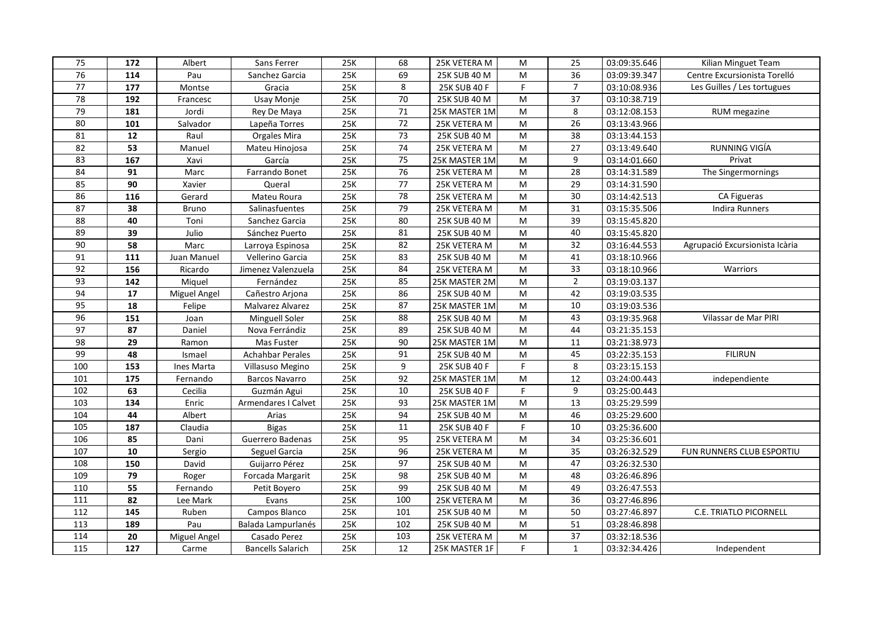| 75 | **172** | Albert | Sans Ferrer | 25K | 68 | 25K VETERA M | M | 25 | 03:09:35.646 | Kilian Minguet Team |
|---|---|---|---|---|---|---|---|---|---|---|
| 76 | **114** | Pau | Sanchez Garcia | 25K | 69 | 25K SUB 40 M | M | 36 | 03:09:39.347 | Centre Excursionista Torelló |
| 77 | **177** | Montse | Gracia | 25K | 8 | 25K SUB 40 F | F | 7 | 03:10:08.936 | Les Guilles / Les tortugues |
| 78 | **192** | Francesc | Usay Monje | 25K | 70 | 25K SUB 40 M | M | 37 | 03:10:38.719 | |
| 79 | **181** | Jordi | Rey De Maya | 25K | 71 | 25K MASTER 1M | M | 8 | 03:12:08.153 | RUM megazine |
| 80 | **101** | Salvador | Lapeña Torres | 25K | 72 | 25K VETERA M | M | 26 | 03:13:43.966 | |
| 81 | **12** | Raul | Orgales Mira | 25K | 73 | 25K SUB 40 M | M | 38 | 03:13:44.153 | |
| 82 | **53** | Manuel | Mateu Hinojosa | 25K | 74 | 25K VETERA M | M | 27 | 03:13:49.640 | RUNNING VIGÍA |
| 83 | **167** | Xavi | García | 25K | 75 | 25K MASTER 1M | M | 9 | 03:14:01.660 | Privat |
| 84 | **91** | Marc | Farrando Bonet | 25K | 76 | 25K VETERA M | M | 28 | 03:14:31.589 | The Singermornings |
| 85 | **90** | Xavier | Queral | 25K | 77 | 25K VETERA M | M | 29 | 03:14:31.590 | |
| 86 | **116** | Gerard | Mateu Roura | 25K | 78 | 25K VETERA M | M | 30 | 03:14:42.513 | CA Figueras |
| 87 | **38** | Bruno | Salinasfuentes | 25K | 79 | 25K VETERA M | M | 31 | 03:15:35.506 | Indira Runners |
| 88 | **40** | Toni | Sanchez Garcia | 25K | 80 | 25K SUB 40 M | M | 39 | 03:15:45.820 | |
| 89 | **39** | Julio | Sánchez Puerto | 25K | 81 | 25K SUB 40 M | M | 40 | 03:15:45.820 | |
| 90 | **58** | Marc | Larroya Espinosa | 25K | 82 | 25K VETERA M | M | 32 | 03:16:44.553 | Agrupació Excursionista Icària |
| 91 | **111** | Juan Manuel | Vellerino Garcia | 25K | 83 | 25K SUB 40 M | M | 41 | 03:18:10.966 | |
| 92 | **156** | Ricardo | Jimenez Valenzuela | 25K | 84 | 25K VETERA M | M | 33 | 03:18:10.966 | Warriors |
| 93 | **142** | Miquel | Fernández | 25K | 85 | 25K MASTER 2M | M | 2 | 03:19:03.137 | |
| 94 | **17** | Miguel Angel | Cañestro Arjona | 25K | 86 | 25K SUB 40 M | M | 42 | 03:19:03.535 | |
| 95 | **18** | Felipe | Malvarez Alvarez | 25K | 87 | 25K MASTER 1M | M | 10 | 03:19:03.536 | |
| 96 | **151** | Joan | Minguell Soler | 25K | 88 | 25K SUB 40 M | M | 43 | 03:19:35.968 | Vilassar de Mar PIRI |
| 97 | **87** | Daniel | Nova Ferrándiz | 25K | 89 | 25K SUB 40 M | M | 44 | 03:21:35.153 | |
| 98 | **29** | Ramon | Mas Fuster | 25K | 90 | 25K MASTER 1M | M | 11 | 03:21:38.973 | |
| 99 | **48** | Ismael | Achahbar Perales | 25K | 91 | 25K SUB 40 M | M | 45 | 03:22:35.153 | FILIRUN |
| 100 | **153** | Ines Marta | Villasuso Megino | 25K | 9 | 25K SUB 40 F | F | 8 | 03:23:15.153 | |
| 101 | **175** | Fernando | Barcos Navarro | 25K | 92 | 25K MASTER 1M | M | 12 | 03:24:00.443 | independiente |
| 102 | **63** | Cecilia | Guzmán Agui | 25K | 10 | 25K SUB 40 F | F | 9 | 03:25:00.443 | |
| 103 | **134** | Enric | Armendares I Calvet | 25K | 93 | 25K MASTER 1M | M | 13 | 03:25:29.599 | |
| 104 | **44** | Albert | Arias | 25K | 94 | 25K SUB 40 M | M | 46 | 03:25:29.600 | |
| 105 | **187** | Claudia | Bigas | 25K | 11 | 25K SUB 40 F | F | 10 | 03:25:36.600 | |
| 106 | **85** | Dani | Guerrero Badenas | 25K | 95 | 25K VETERA M | M | 34 | 03:25:36.601 | |
| 107 | **10** | Sergio | Seguel Garcia | 25K | 96 | 25K VETERA M | M | 35 | 03:26:32.529 | FUN RUNNERS CLUB ESPORTIU |
| 108 | **150** | David | Guijarro Pérez | 25K | 97 | 25K SUB 40 M | M | 47 | 03:26:32.530 | |
| 109 | **79** | Roger | Forcada Margarit | 25K | 98 | 25K SUB 40 M | M | 48 | 03:26:46.896 | |
| 110 | **55** | Fernando | Petit Boyero | 25K | 99 | 25K SUB 40 M | M | 49 | 03:26:47.553 | |
| 111 | **82** | Lee Mark | Evans | 25K | 100 | 25K VETERA M | M | 36 | 03:27:46.896 | |
| 112 | **145** | Ruben | Campos Blanco | 25K | 101 | 25K SUB 40 M | M | 50 | 03:27:46.897 | C.E. TRIATLO PICORNELL |
| 113 | **189** | Pau | Balada Lampurlanés | 25K | 102 | 25K SUB 40 M | M | 51 | 03:28:46.898 | |
| 114 | **20** | Miguel Angel | Casado Perez | 25K | 103 | 25K VETERA M | M | 37 | 03:32:18.536 | |
| 115 | **127** | Carme | Bancells Salarich | 25K | 12 | 25K MASTER 1F | F | 1 | 03:32:34.426 | Independent |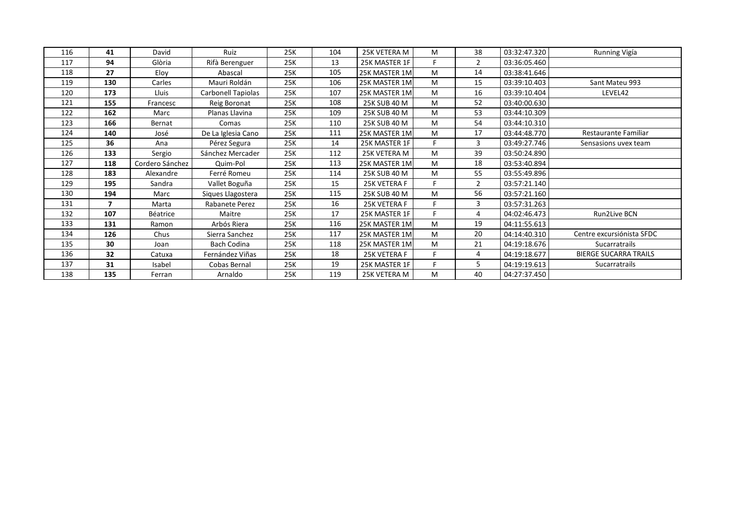| | | | | | | | | | | |
|---|---|---|---|---|---|---|---|---|---|---|
| 116 | **41** | David | Ruiz | 25K | 104 | 25K VETERA M | M | 38 | 03:32:47.320 | Running Vigía |
| 117 | **94** | Glòria | Rifà Berenguer | 25K | 13 | 25K MASTER 1F | F | 2 | 03:36:05.460 | |
| 118 | **27** | Eloy | Abascal | 25K | 105 | 25K MASTER 1M | M | 14 | 03:38:41.646 | |
| 119 | **130** | Carles | Mauri Roldán | 25K | 106 | 25K MASTER 1M | M | 15 | 03:39:10.403 | Sant Mateu 993 |
| 120 | **173** | Lluis | Carbonell Tapiolas | 25K | 107 | 25K MASTER 1M | M | 16 | 03:39:10.404 | LEVEL42 |
| 121 | **155** | Francesc | Reig Boronat | 25K | 108 | 25K SUB 40 M | M | 52 | 03:40:00.630 | |
| 122 | **162** | Marc | Planas Llavina | 25K | 109 | 25K SUB 40 M | M | 53 | 03:44:10.309 | |
| 123 | **166** | Bernat | Comas | 25K | 110 | 25K SUB 40 M | M | 54 | 03:44:10.310 | |
| 124 | **140** | José | De La Iglesia Cano | 25K | 111 | 25K MASTER 1M | M | 17 | 03:44:48.770 | Restaurante Familiar |
| 125 | **36** | Ana | Pérez Segura | 25K | 14 | 25K MASTER 1F | F | 3 | 03:49:27.746 | Sensasions uvex team |
| 126 | **133** | Sergio | Sánchez Mercader | 25K | 112 | 25K VETERA M | M | 39 | 03:50:24.890 | |
| 127 | **118** | Cordero Sánchez | Quim-Pol | 25K | 113 | 25K MASTER 1M | M | 18 | 03:53:40.894 | |
| 128 | **183** | Alexandre | Ferré Romeu | 25K | 114 | 25K SUB 40 M | M | 55 | 03:55:49.896 | |
| 129 | **195** | Sandra | Vallet Boguña | 25K | 15 | 25K VETERA F | F | 2 | 03:57:21.140 | |
| 130 | **194** | Marc | Siques Llagostera | 25K | 115 | 25K SUB 40 M | M | 56 | 03:57:21.160 | |
| 131 | **7** | Marta | Rabanete Perez | 25K | 16 | 25K VETERA F | F | 3 | 03:57:31.263 | |
| 132 | **107** | Béatrice | Maitre | 25K | 17 | 25K MASTER 1F | F | 4 | 04:02:46.473 | Run2Live BCN |
| 133 | **131** | Ramon | Arbós Riera | 25K | 116 | 25K MASTER 1M | M | 19 | 04:11:55.613 | |
| 134 | **126** | Chus | Sierra Sanchez | 25K | 117 | 25K MASTER 1M | M | 20 | 04:14:40.310 | Centre excursiónista SFDC |
| 135 | **30** | Joan | Bach Codina | 25K | 118 | 25K MASTER 1M | M | 21 | 04:19:18.676 | Sucarratrails |
| 136 | **32** | Catuxa | Fernández Viñas | 25K | 18 | 25K VETERA F | F | 4 | 04:19:18.677 | BIERGE SUCARRA TRAILS |
| 137 | **31** | Isabel | Cobas Bernal | 25K | 19 | 25K MASTER 1F | F | 5 | 04:19:19.613 | Sucarratrails |
| 138 | **135** | Ferran | Arnaldo | 25K | 119 | 25K VETERA M | M | 40 | 04:27:37.450 | |